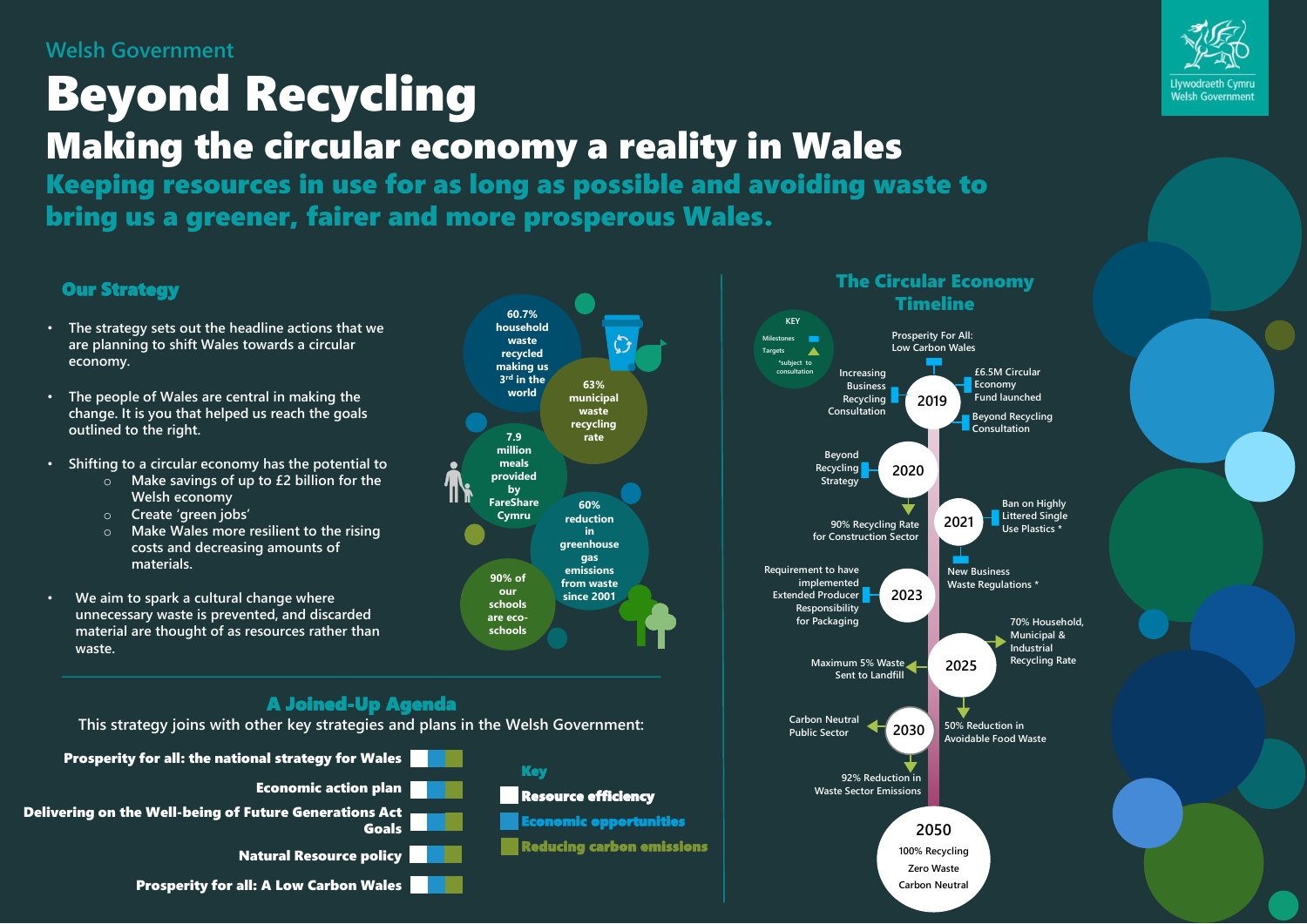Welsh Government

# Beyond Recycling

## Making the circular economy a reality in Wales

### Keeping resources in use for as long as possible and avoiding waste to bring us a greener, fairer and more prosperous Wales.

Llywodraeth Cymru
Welsh Government

### Our Strategy

- The strategy sets out the headline actions that we are planning to shift Wales towards a circular economy.
- The people of Wales are central in making the change. It is you that helped us reach the goals outlined to the right.
- Shifting to a circular economy has the potential to
  - Make savings of up to £2 billion for the Welsh economy
  - Create 'green jobs'
  - Make Wales more resilient to the rising costs and decreasing amounts of materials.
- We aim to spark a cultural change where unnecessary waste is prevented, and discarded material are thought of as resources rather than waste.

- 60.7% household waste recycled making us 3rd in the world
- 63% municipal waste recycling rate
- 7.9 million meals provided by FareShare Cymru
- 60% reduction in greenhouse gas emissions from waste since 2001
- 90% of our schools are eco-schools

### A Joined-Up Agenda

This strategy joins with other key strategies and plans in the Welsh Government:

- **Prosperity for all: the national strategy for Wales**
- **Economic action plan**
- **Delivering on the Well-being of Future Generations Act Goals**
- **Natural Resource policy**
- **Prosperity for all: A Low Carbon Wales**

**Key**

- **Resource efficiency**
- **Economic opportunities**
- **Reducing carbon emissions**

### The Circular Economy Timeline

KEY: Milestones; Targets; *subject to consultation

**2019**
- Prosperity For All: Low Carbon Wales
- Increasing Business Recycling Consultation
- £6.5M Circular Economy Fund launched
- Beyond Recycling Consultation

**2020**
- Beyond Recycling Strategy
- 90% Recycling Rate for Construction Sector

**2021**
- Ban on Highly Littered Single Use Plastics *
- New Business Waste Regulations *

**2023**
- Requirement to have implemented Extended Producer Responsibility for Packaging

**2025**
- 70% Household, Municipal & Industrial Recycling Rate
- Maximum 5% Waste Sent to Landfill
- 50% Reduction in Avoidable Food Waste

**2030**
- Carbon Neutral Public Sector
- 92% Reduction in Waste Sector Emissions

**2050**
- 100% Recycling
- Zero Waste
- Carbon Neutral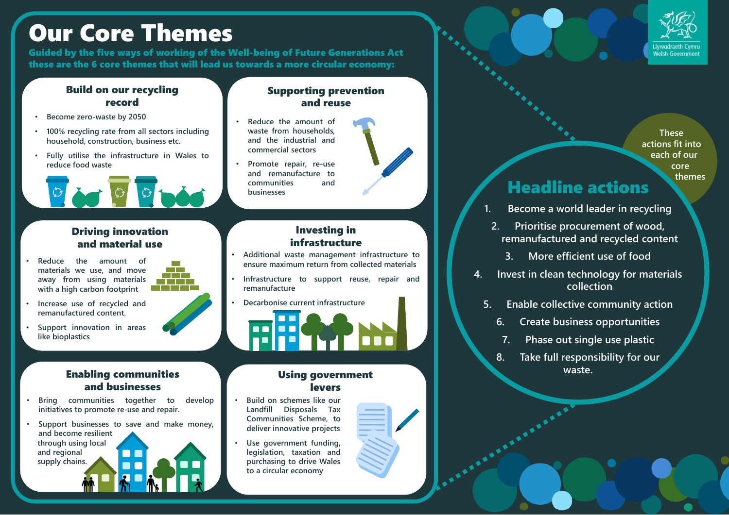# Our Core Themes

**Guided by the five ways of working of the Well-being of Future Generations Act these are the 6 core themes that will lead us towards a more circular economy:**

Llywodraeth Cymru
Welsh Government

## Build on our recycling record

- Become zero-waste by 2050
- 100% recycling rate from all sectors including household, construction, business etc.
- Fully utilise the infrastructure in Wales to reduce food waste

## Supporting prevention and reuse

- Reduce the amount of waste from households, and the industrial and commercial sectors
- Promote repair, re-use and remanufacture to communities and businesses

## Driving innovation and material use

- Reduce the amount of materials we use, and move away from using materials with a high carbon footprint
- Increase use of recycled and remanufactured content.
- Support innovation in areas like bioplastics

## Investing in infrastructure

- Additional waste management infrastructure to ensure maximum return from collected materials
- Infrastructure to support reuse, repair and remanufacture
- Decarbonise current infrastructure

## Enabling communities and businesses

- Bring communities together to develop initiatives to promote re-use and repair.
- Support businesses to save and make money, and become resilient through using local and regional supply chains.

## Using government levers

- Build on schemes like our Landfill Disposals Tax Communities Scheme, to deliver innovative projects
- Use government funding, legislation, taxation and purchasing to drive Wales to a circular economy

These actions fit into each of our core themes

## Headline actions

1. Become a world leader in recycling
2. Prioritise procurement of wood, remanufactured and recycled content
3. More efficient use of food
4. Invest in clean technology for materials collection
5. Enable collective community action
6. Create business opportunities
7. Phase out single use plastic
8. Take full responsibility for our waste.